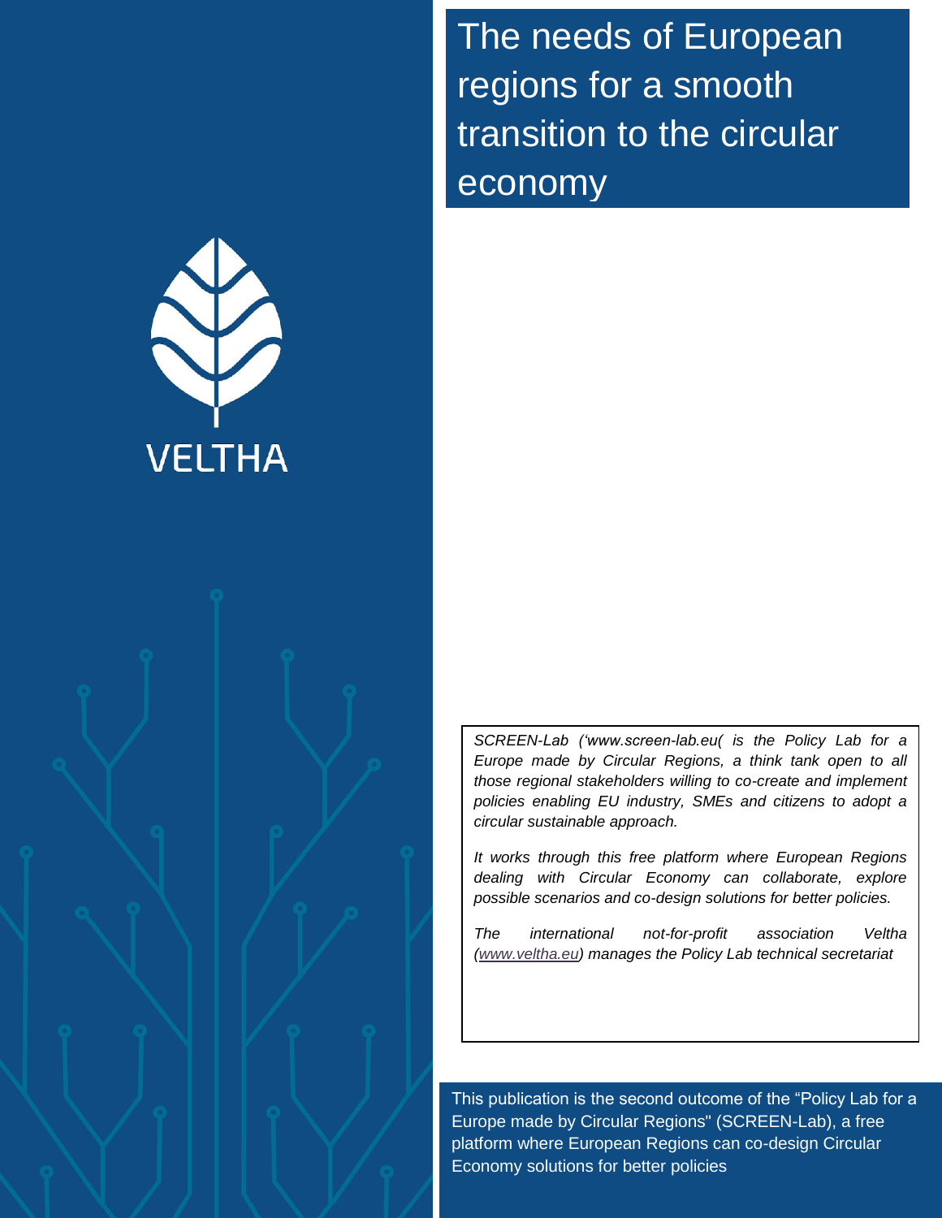# The needs of European regions for a smooth transition to the circular economy

VELTHA

*SCREEN-Lab ('www.screen-lab.eu( is the Policy Lab for a Europe made by Circular Regions, a think tank open to all those regional stakeholders willing to co-create and implement policies enabling EU industry, SMEs and citizens to adopt a circular sustainable approach.*

*It works through this free platform where European Regions dealing with Circular Economy can collaborate, explore possible scenarios and co-design solutions for better policies.*

*The international not-for-profit association Veltha (www.veltha.eu) manages the Policy Lab technical secretariat*

This publication is the second outcome of the "Policy Lab for a Europe made by Circular Regions" (SCREEN-Lab), a free platform where European Regions can co-design Circular Economy solutions for better policies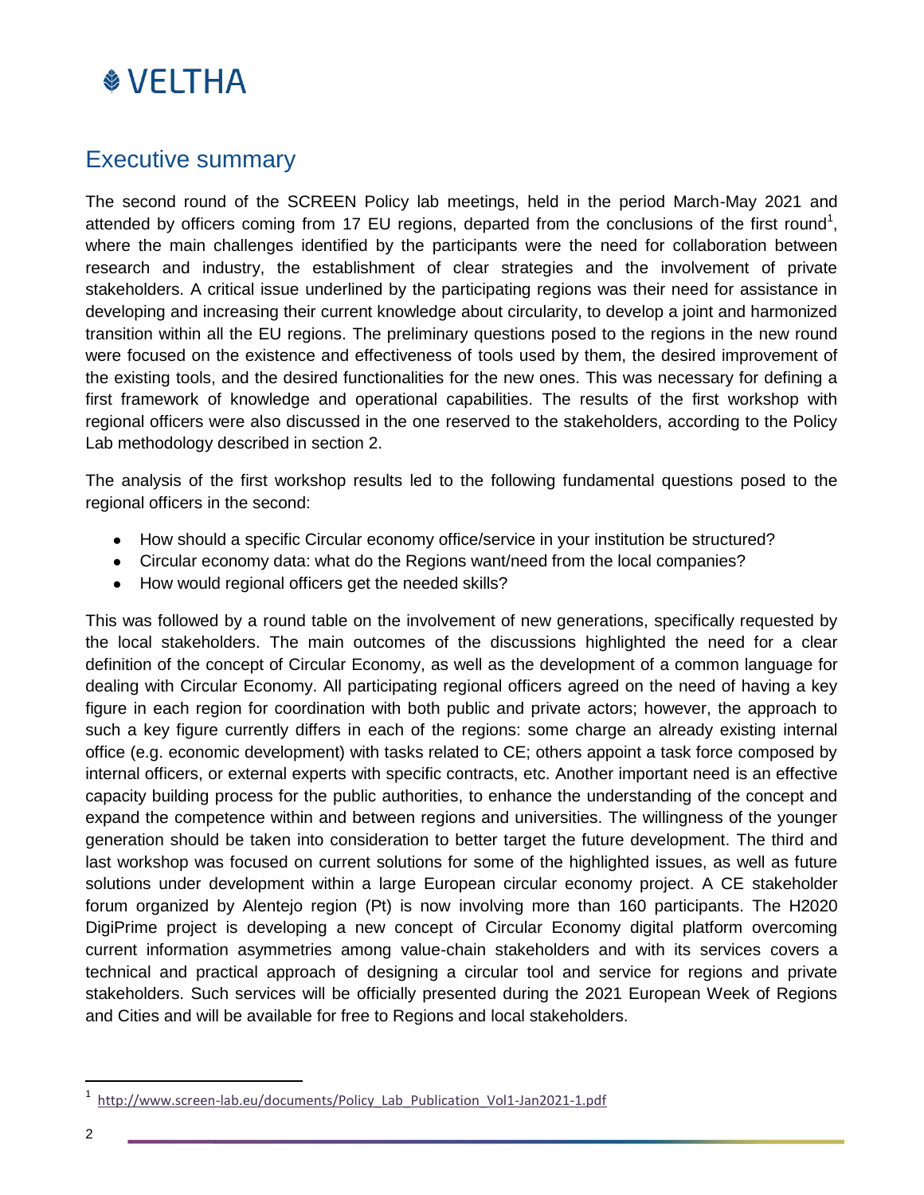# Executive summary

The second round of the SCREEN Policy lab meetings, held in the period March-May 2021 and attended by officers coming from 17 EU regions, departed from the conclusions of the first round[1], where the main challenges identified by the participants were the need for collaboration between research and industry, the establishment of clear strategies and the involvement of private stakeholders. A critical issue underlined by the participating regions was their need for assistance in developing and increasing their current knowledge about circularity, to develop a joint and harmonized transition within all the EU regions. The preliminary questions posed to the regions in the new round were focused on the existence and effectiveness of tools used by them, the desired improvement of the existing tools, and the desired functionalities for the new ones. This was necessary for defining a first framework of knowledge and operational capabilities. The results of the first workshop with regional officers were also discussed in the one reserved to the stakeholders, according to the Policy Lab methodology described in section 2.

The analysis of the first workshop results led to the following fundamental questions posed to the regional officers in the second:

- How should a specific Circular economy office/service in your institution be structured?
- Circular economy data: what do the Regions want/need from the local companies?
- How would regional officers get the needed skills?

This was followed by a round table on the involvement of new generations, specifically requested by the local stakeholders. The main outcomes of the discussions highlighted the need for a clear definition of the concept of Circular Economy, as well as the development of a common language for dealing with Circular Economy. All participating regional officers agreed on the need of having a key figure in each region for coordination with both public and private actors; however, the approach to such a key figure currently differs in each of the regions: some charge an already existing internal office (e.g. economic development) with tasks related to CE; others appoint a task force composed by internal officers, or external experts with specific contracts, etc. Another important need is an effective capacity building process for the public authorities, to enhance the understanding of the concept and expand the competence within and between regions and universities. The willingness of the younger generation should be taken into consideration to better target the future development. The third and last workshop was focused on current solutions for some of the highlighted issues, as well as future solutions under development within a large European circular economy project. A CE stakeholder forum organized by Alentejo region (Pt) is now involving more than 160 participants. The H2020 DigiPrime project is developing a new concept of Circular Economy digital platform overcoming current information asymmetries among value-chain stakeholders and with its services covers a technical and practical approach of designing a circular tool and service for regions and private stakeholders. Such services will be officially presented during the 2021 European Week of Regions and Cities and will be available for free to Regions and local stakeholders.

[1] http://www.screen-lab.eu/documents/Policy_Lab_Publication_Vol1-Jan2021-1.pdf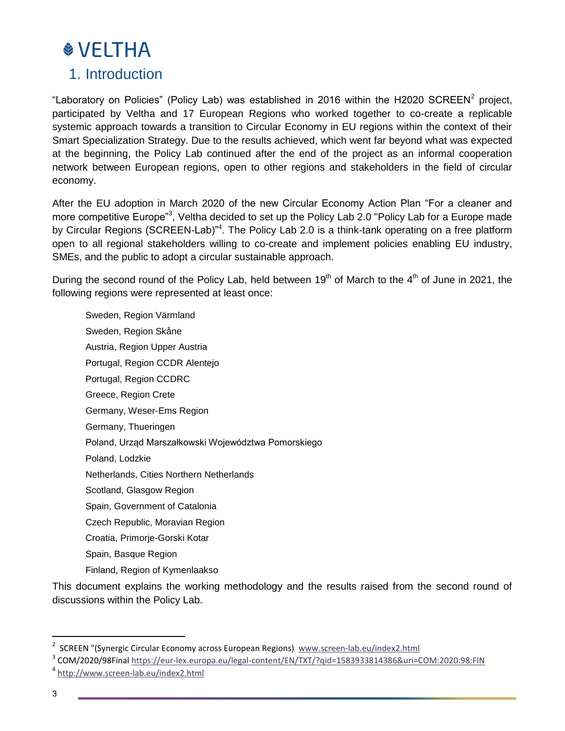# 1. Introduction

"Laboratory on Policies" (Policy Lab) was established in 2016 within the H2020 SCREEN[2] project, participated by Veltha and 17 European Regions who worked together to co-create a replicable systemic approach towards a transition to Circular Economy in EU regions within the context of their Smart Specialization Strategy. Due to the results achieved, which went far beyond what was expected at the beginning, the Policy Lab continued after the end of the project as an informal cooperation network between European regions, open to other regions and stakeholders in the field of circular economy.

After the EU adoption in March 2020 of the new Circular Economy Action Plan "For a cleaner and more competitive Europe"[3], Veltha decided to set up the Policy Lab 2.0 "Policy Lab for a Europe made by Circular Regions (SCREEN-Lab)"[4]. The Policy Lab 2.0 is a think-tank operating on a free platform open to all regional stakeholders willing to co-create and implement policies enabling EU industry, SMEs, and the public to adopt a circular sustainable approach.

During the second round of the Policy Lab, held between 19th of March to the 4th of June in 2021, the following regions were represented at least once:

- Sweden, Region Värmland
- Sweden, Region Skåne
- Austria, Region Upper Austria
- Portugal, Region CCDR Alentejo
- Portugal, Region CCDRC
- Greece, Region Crete
- Germany, Weser-Ems Region
- Germany, Thueringen
- Poland, Urząd Marszałkowski Województwa Pomorskiego
- Poland, Lodzkie
- Netherlands, Cities Northern Netherlands
- Scotland, Glasgow Region
- Spain, Government of Catalonia
- Czech Republic, Moravian Region
- Croatia, Primorje-Gorski Kotar
- Spain, Basque Region
- Finland, Region of Kymenlaakso

This document explains the working methodology and the results raised from the second round of discussions within the Policy Lab.

---

[2] SCREEN "(Synergic Circular Economy across European Regions) www.screen-lab.eu/index2.html

[3] COM/2020/98Final https://eur-lex.europa.eu/legal-content/EN/TXT/?qid=1583933814386&uri=COM:2020:98:FIN

[4] http://www.screen-lab.eu/index2.html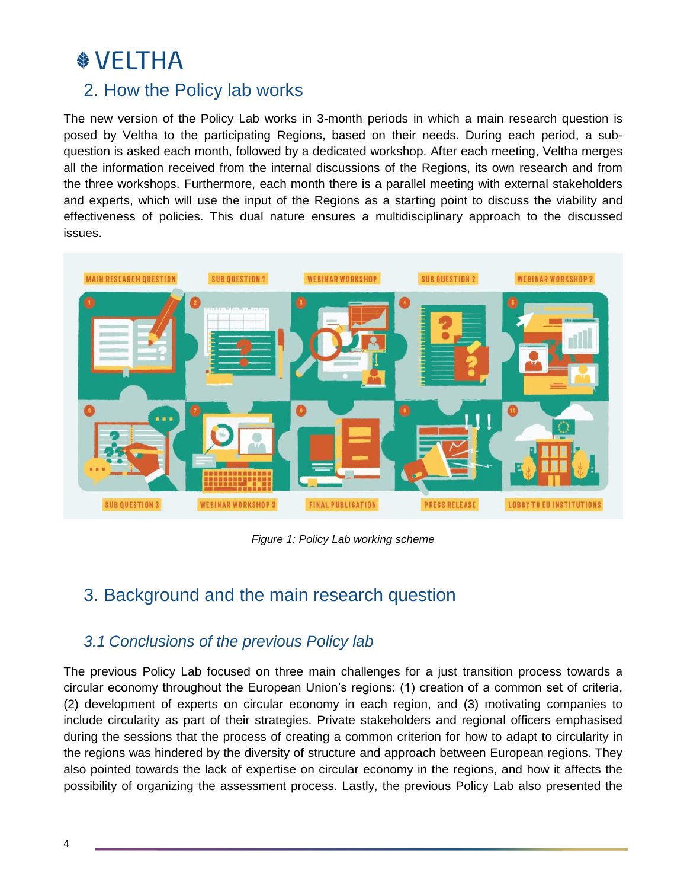## 2. How the Policy lab works

The new version of the Policy Lab works in 3-month periods in which a main research question is posed by Veltha to the participating Regions, based on their needs. During each period, a sub-question is asked each month, followed by a dedicated workshop. After each meeting, Veltha merges all the information received from the internal discussions of the Regions, its own research and from the three workshops. Furthermore, each month there is a parallel meeting with external stakeholders and experts, which will use the input of the Regions as a starting point to discuss the viability and effectiveness of policies. This dual nature ensures a multidisciplinary approach to the discussed issues.

*Figure 1: Policy Lab working scheme*

## 3. Background and the main research question

### 3.1 Conclusions of the previous Policy lab

The previous Policy Lab focused on three main challenges for a just transition process towards a circular economy throughout the European Union's regions: (1) creation of a common set of criteria, (2) development of experts on circular economy in each region, and (3) motivating companies to include circularity as part of their strategies. Private stakeholders and regional officers emphasised during the sessions that the process of creating a common criterion for how to adapt to circularity in the regions was hindered by the diversity of structure and approach between European regions. They also pointed towards the lack of expertise on circular economy in the regions, and how it affects the possibility of organizing the assessment process. Lastly, the previous Policy Lab also presented the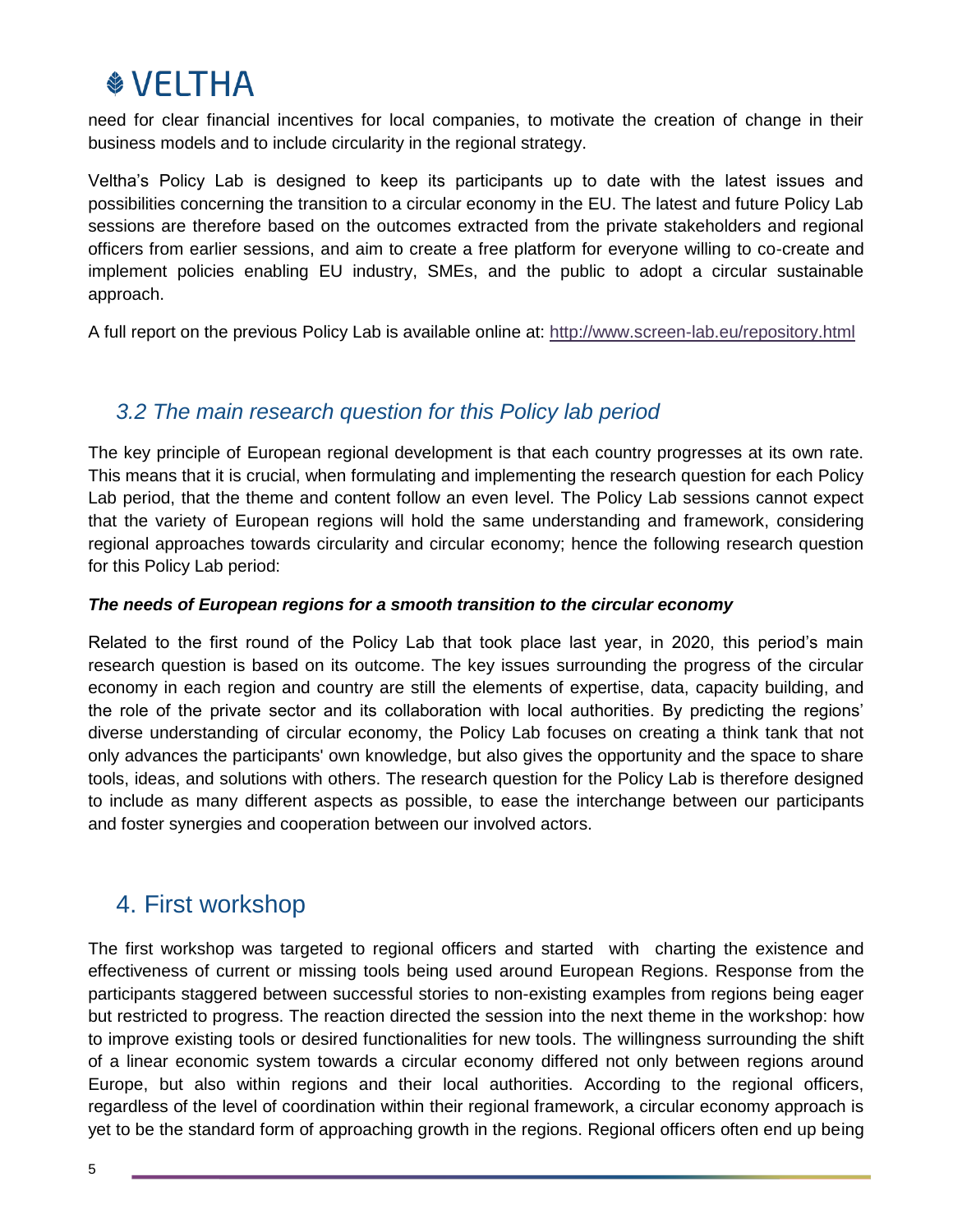need for clear financial incentives for local companies, to motivate the creation of change in their business models and to include circularity in the regional strategy.

Veltha's Policy Lab is designed to keep its participants up to date with the latest issues and possibilities concerning the transition to a circular economy in the EU. The latest and future Policy Lab sessions are therefore based on the outcomes extracted from the private stakeholders and regional officers from earlier sessions, and aim to create a free platform for everyone willing to co-create and implement policies enabling EU industry, SMEs, and the public to adopt a circular sustainable approach.

A full report on the previous Policy Lab is available online at: http://www.screen-lab.eu/repository.html

## *3.2 The main research question for this Policy lab period*

The key principle of European regional development is that each country progresses at its own rate. This means that it is crucial, when formulating and implementing the research question for each Policy Lab period, that the theme and content follow an even level. The Policy Lab sessions cannot expect that the variety of European regions will hold the same understanding and framework, considering regional approaches towards circularity and circular economy; hence the following research question for this Policy Lab period:

***The needs of European regions for a smooth transition to the circular economy***

Related to the first round of the Policy Lab that took place last year, in 2020, this period's main research question is based on its outcome. The key issues surrounding the progress of the circular economy in each region and country are still the elements of expertise, data, capacity building, and the role of the private sector and its collaboration with local authorities. By predicting the regions' diverse understanding of circular economy, the Policy Lab focuses on creating a think tank that not only advances the participants' own knowledge, but also gives the opportunity and the space to share tools, ideas, and solutions with others. The research question for the Policy Lab is therefore designed to include as many different aspects as possible, to ease the interchange between our participants and foster synergies and cooperation between our involved actors.

# 4. First workshop

The first workshop was targeted to regional officers and started with charting the existence and effectiveness of current or missing tools being used around European Regions. Response from the participants staggered between successful stories to non-existing examples from regions being eager but restricted to progress. The reaction directed the session into the next theme in the workshop: how to improve existing tools or desired functionalities for new tools. The willingness surrounding the shift of a linear economic system towards a circular economy differed not only between regions around Europe, but also within regions and their local authorities. According to the regional officers, regardless of the level of coordination within their regional framework, a circular economy approach is yet to be the standard form of approaching growth in the regions. Regional officers often end up being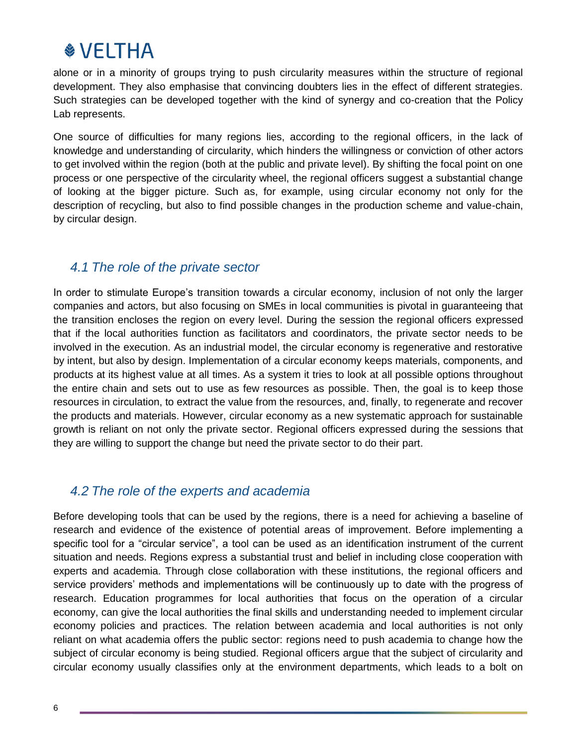alone or in a minority of groups trying to push circularity measures within the structure of regional development. They also emphasise that convincing doubters lies in the effect of different strategies. Such strategies can be developed together with the kind of synergy and co-creation that the Policy Lab represents.

One source of difficulties for many regions lies, according to the regional officers, in the lack of knowledge and understanding of circularity, which hinders the willingness or conviction of other actors to get involved within the region (both at the public and private level). By shifting the focal point on one process or one perspective of the circularity wheel, the regional officers suggest a substantial change of looking at the bigger picture. Such as, for example, using circular economy not only for the description of recycling, but also to find possible changes in the production scheme and value-chain, by circular design.

## *4.1 The role of the private sector*

In order to stimulate Europe's transition towards a circular economy, inclusion of not only the larger companies and actors, but also focusing on SMEs in local communities is pivotal in guaranteeing that the transition encloses the region on every level. During the session the regional officers expressed that if the local authorities function as facilitators and coordinators, the private sector needs to be involved in the execution. As an industrial model, the circular economy is regenerative and restorative by intent, but also by design. Implementation of a circular economy keeps materials, components, and products at its highest value at all times. As a system it tries to look at all possible options throughout the entire chain and sets out to use as few resources as possible. Then, the goal is to keep those resources in circulation, to extract the value from the resources, and, finally, to regenerate and recover the products and materials. However, circular economy as a new systematic approach for sustainable growth is reliant on not only the private sector. Regional officers expressed during the sessions that they are willing to support the change but need the private sector to do their part.

## *4.2 The role of the experts and academia*

Before developing tools that can be used by the regions, there is a need for achieving a baseline of research and evidence of the existence of potential areas of improvement. Before implementing a specific tool for a "circular service", a tool can be used as an identification instrument of the current situation and needs. Regions express a substantial trust and belief in including close cooperation with experts and academia. Through close collaboration with these institutions, the regional officers and service providers' methods and implementations will be continuously up to date with the progress of research. Education programmes for local authorities that focus on the operation of a circular economy, can give the local authorities the final skills and understanding needed to implement circular economy policies and practices. The relation between academia and local authorities is not only reliant on what academia offers the public sector: regions need to push academia to change how the subject of circular economy is being studied. Regional officers argue that the subject of circularity and circular economy usually classifies only at the environment departments, which leads to a bolt on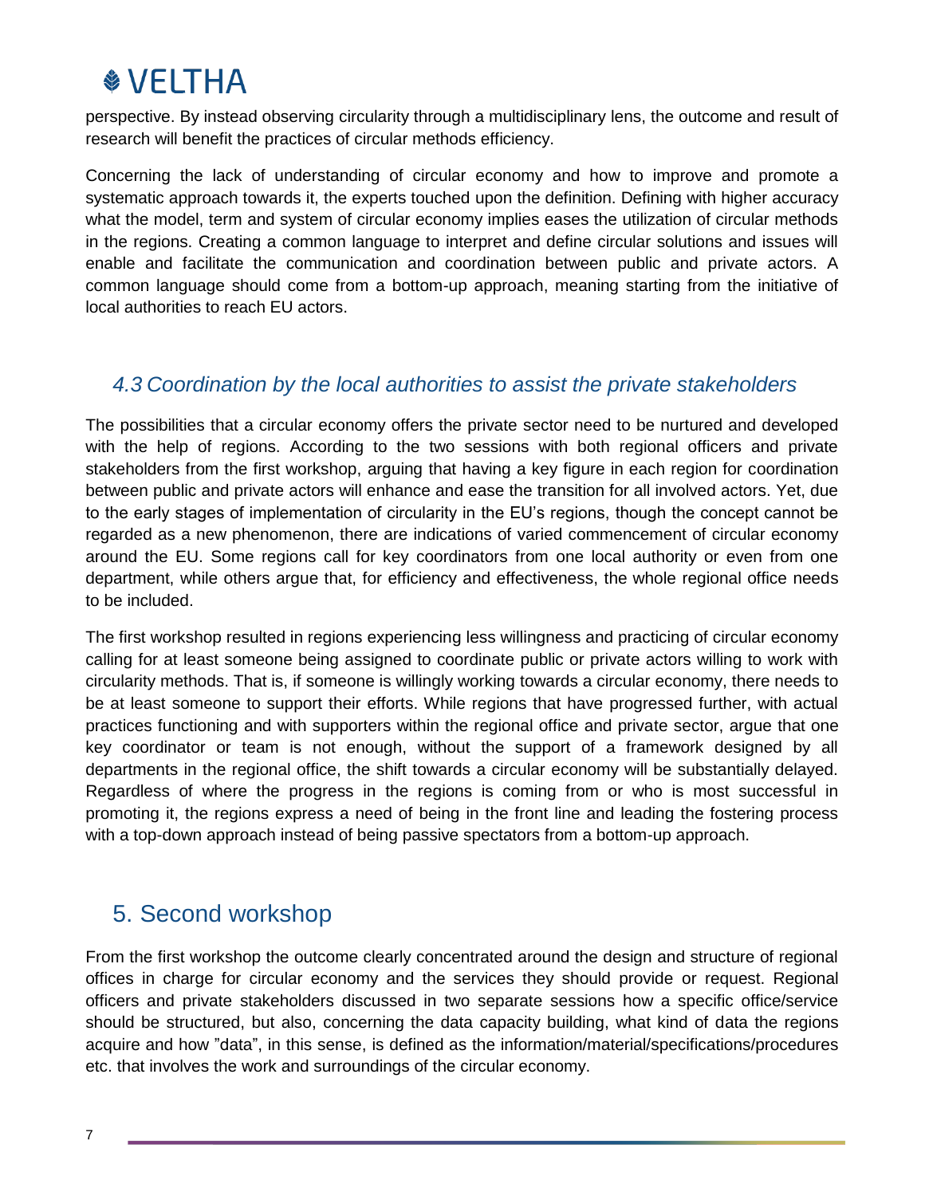perspective. By instead observing circularity through a multidisciplinary lens, the outcome and result of research will benefit the practices of circular methods efficiency.

Concerning the lack of understanding of circular economy and how to improve and promote a systematic approach towards it, the experts touched upon the definition. Defining with higher accuracy what the model, term and system of circular economy implies eases the utilization of circular methods in the regions. Creating a common language to interpret and define circular solutions and issues will enable and facilitate the communication and coordination between public and private actors. A common language should come from a bottom-up approach, meaning starting from the initiative of local authorities to reach EU actors.

### *4.3 Coordination by the local authorities to assist the private stakeholders*

The possibilities that a circular economy offers the private sector need to be nurtured and developed with the help of regions. According to the two sessions with both regional officers and private stakeholders from the first workshop, arguing that having a key figure in each region for coordination between public and private actors will enhance and ease the transition for all involved actors. Yet, due to the early stages of implementation of circularity in the EU's regions, though the concept cannot be regarded as a new phenomenon, there are indications of varied commencement of circular economy around the EU. Some regions call for key coordinators from one local authority or even from one department, while others argue that, for efficiency and effectiveness, the whole regional office needs to be included.

The first workshop resulted in regions experiencing less willingness and practicing of circular economy calling for at least someone being assigned to coordinate public or private actors willing to work with circularity methods. That is, if someone is willingly working towards a circular economy, there needs to be at least someone to support their efforts. While regions that have progressed further, with actual practices functioning and with supporters within the regional office and private sector, argue that one key coordinator or team is not enough, without the support of a framework designed by all departments in the regional office, the shift towards a circular economy will be substantially delayed. Regardless of where the progress in the regions is coming from or who is most successful in promoting it, the regions express a need of being in the front line and leading the fostering process with a top-down approach instead of being passive spectators from a bottom-up approach.

## 5. Second workshop

From the first workshop the outcome clearly concentrated around the design and structure of regional offices in charge for circular economy and the services they should provide or request. Regional officers and private stakeholders discussed in two separate sessions how a specific office/service should be structured, but also, concerning the data capacity building, what kind of data the regions acquire and how "data", in this sense, is defined as the information/material/specifications/procedures etc. that involves the work and surroundings of the circular economy.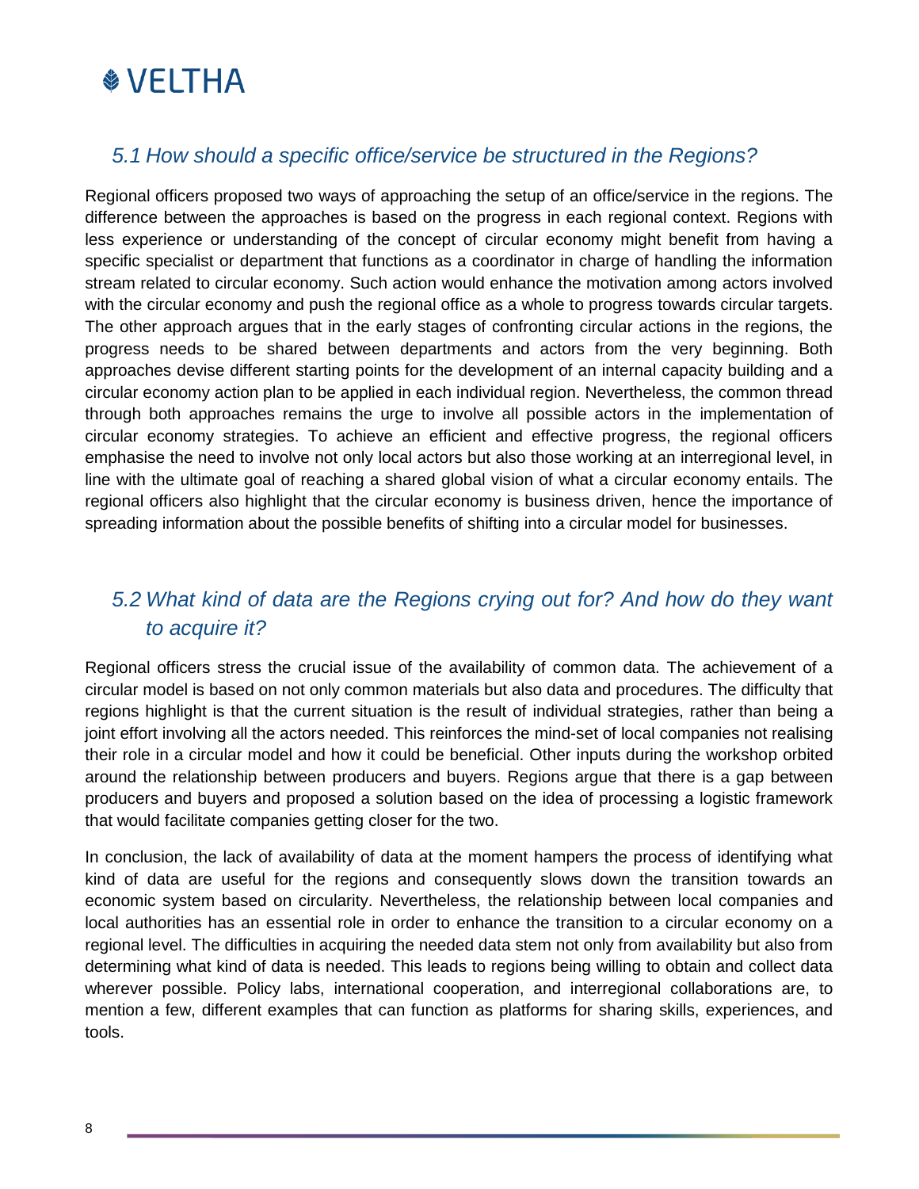## 5.1 How should a specific office/service be structured in the Regions?

Regional officers proposed two ways of approaching the setup of an office/service in the regions. The difference between the approaches is based on the progress in each regional context. Regions with less experience or understanding of the concept of circular economy might benefit from having a specific specialist or department that functions as a coordinator in charge of handling the information stream related to circular economy. Such action would enhance the motivation among actors involved with the circular economy and push the regional office as a whole to progress towards circular targets. The other approach argues that in the early stages of confronting circular actions in the regions, the progress needs to be shared between departments and actors from the very beginning. Both approaches devise different starting points for the development of an internal capacity building and a circular economy action plan to be applied in each individual region. Nevertheless, the common thread through both approaches remains the urge to involve all possible actors in the implementation of circular economy strategies. To achieve an efficient and effective progress, the regional officers emphasise the need to involve not only local actors but also those working at an interregional level, in line with the ultimate goal of reaching a shared global vision of what a circular economy entails. The regional officers also highlight that the circular economy is business driven, hence the importance of spreading information about the possible benefits of shifting into a circular model for businesses.

## 5.2 What kind of data are the Regions crying out for? And how do they want to acquire it?

Regional officers stress the crucial issue of the availability of common data. The achievement of a circular model is based on not only common materials but also data and procedures. The difficulty that regions highlight is that the current situation is the result of individual strategies, rather than being a joint effort involving all the actors needed. This reinforces the mind-set of local companies not realising their role in a circular model and how it could be beneficial. Other inputs during the workshop orbited around the relationship between producers and buyers. Regions argue that there is a gap between producers and buyers and proposed a solution based on the idea of processing a logistic framework that would facilitate companies getting closer for the two.

In conclusion, the lack of availability of data at the moment hampers the process of identifying what kind of data are useful for the regions and consequently slows down the transition towards an economic system based on circularity. Nevertheless, the relationship between local companies and local authorities has an essential role in order to enhance the transition to a circular economy on a regional level. The difficulties in acquiring the needed data stem not only from availability but also from determining what kind of data is needed. This leads to regions being willing to obtain and collect data wherever possible. Policy labs, international cooperation, and interregional collaborations are, to mention a few, different examples that can function as platforms for sharing skills, experiences, and tools.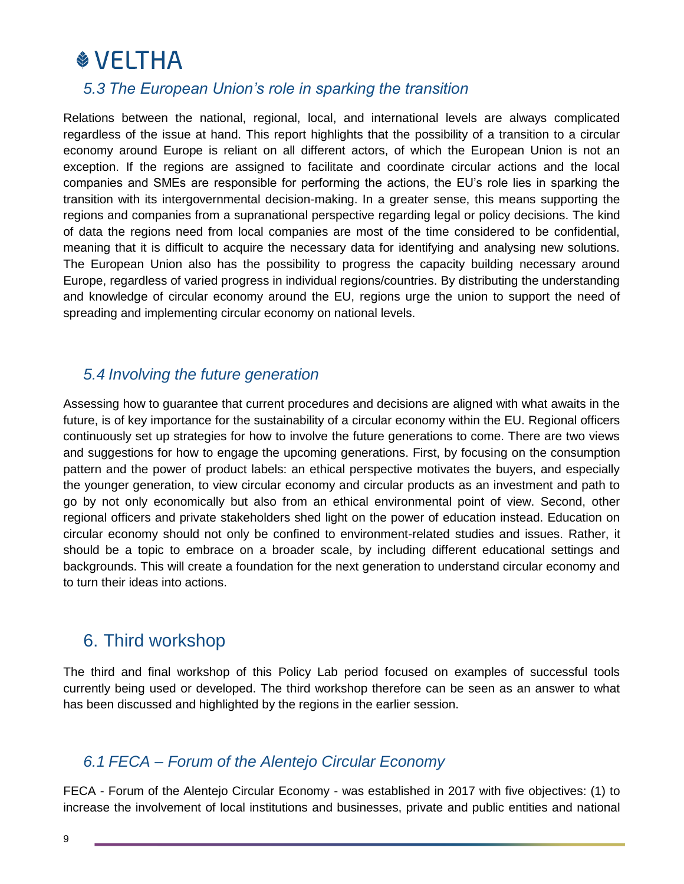### 5.3 The European Union's role in sparking the transition

Relations between the national, regional, local, and international levels are always complicated regardless of the issue at hand. This report highlights that the possibility of a transition to a circular economy around Europe is reliant on all different actors, of which the European Union is not an exception. If the regions are assigned to facilitate and coordinate circular actions and the local companies and SMEs are responsible for performing the actions, the EU's role lies in sparking the transition with its intergovernmental decision-making. In a greater sense, this means supporting the regions and companies from a supranational perspective regarding legal or policy decisions. The kind of data the regions need from local companies are most of the time considered to be confidential, meaning that it is difficult to acquire the necessary data for identifying and analysing new solutions. The European Union also has the possibility to progress the capacity building necessary around Europe, regardless of varied progress in individual regions/countries. By distributing the understanding and knowledge of circular economy around the EU, regions urge the union to support the need of spreading and implementing circular economy on national levels.

### 5.4 Involving the future generation

Assessing how to guarantee that current procedures and decisions are aligned with what awaits in the future, is of key importance for the sustainability of a circular economy within the EU. Regional officers continuously set up strategies for how to involve the future generations to come. There are two views and suggestions for how to engage the upcoming generations. First, by focusing on the consumption pattern and the power of product labels: an ethical perspective motivates the buyers, and especially the younger generation, to view circular economy and circular products as an investment and path to go by not only economically but also from an ethical environmental point of view. Second, other regional officers and private stakeholders shed light on the power of education instead. Education on circular economy should not only be confined to environment-related studies and issues. Rather, it should be a topic to embrace on a broader scale, by including different educational settings and backgrounds. This will create a foundation for the next generation to understand circular economy and to turn their ideas into actions.

## 6. Third workshop

The third and final workshop of this Policy Lab period focused on examples of successful tools currently being used or developed. The third workshop therefore can be seen as an answer to what has been discussed and highlighted by the regions in the earlier session.

### 6.1 FECA – Forum of the Alentejo Circular Economy

FECA - Forum of the Alentejo Circular Economy - was established in 2017 with five objectives: (1) to increase the involvement of local institutions and businesses, private and public entities and national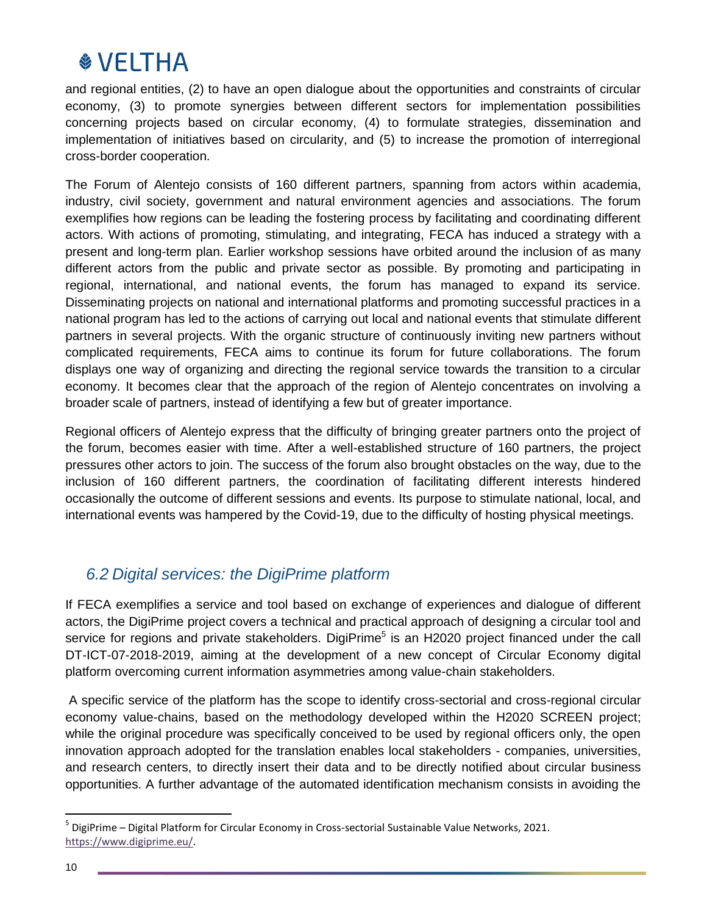and regional entities, (2) to have an open dialogue about the opportunities and constraints of circular economy, (3) to promote synergies between different sectors for implementation possibilities concerning projects based on circular economy, (4) to formulate strategies, dissemination and implementation of initiatives based on circularity, and (5) to increase the promotion of interregional cross-border cooperation.

The Forum of Alentejo consists of 160 different partners, spanning from actors within academia, industry, civil society, government and natural environment agencies and associations. The forum exemplifies how regions can be leading the fostering process by facilitating and coordinating different actors. With actions of promoting, stimulating, and integrating, FECA has induced a strategy with a present and long-term plan. Earlier workshop sessions have orbited around the inclusion of as many different actors from the public and private sector as possible. By promoting and participating in regional, international, and national events, the forum has managed to expand its service. Disseminating projects on national and international platforms and promoting successful practices in a national program has led to the actions of carrying out local and national events that stimulate different partners in several projects. With the organic structure of continuously inviting new partners without complicated requirements, FECA aims to continue its forum for future collaborations. The forum displays one way of organizing and directing the regional service towards the transition to a circular economy. It becomes clear that the approach of the region of Alentejo concentrates on involving a broader scale of partners, instead of identifying a few but of greater importance.

Regional officers of Alentejo express that the difficulty of bringing greater partners onto the project of the forum, becomes easier with time. After a well-established structure of 160 partners, the project pressures other actors to join. The success of the forum also brought obstacles on the way, due to the inclusion of 160 different partners, the coordination of facilitating different interests hindered occasionally the outcome of different sessions and events. Its purpose to stimulate national, local, and international events was hampered by the Covid-19, due to the difficulty of hosting physical meetings.

## *6.2 Digital services: the DigiPrime platform*

If FECA exemplifies a service and tool based on exchange of experiences and dialogue of different actors, the DigiPrime project covers a technical and practical approach of designing a circular tool and service for regions and private stakeholders. DigiPrime[5] is an H2020 project financed under the call DT-ICT-07-2018-2019, aiming at the development of a new concept of Circular Economy digital platform overcoming current information asymmetries among value-chain stakeholders.

A specific service of the platform has the scope to identify cross-sectorial and cross-regional circular economy value-chains, based on the methodology developed within the H2020 SCREEN project; while the original procedure was specifically conceived to be used by regional officers only, the open innovation approach adopted for the translation enables local stakeholders - companies, universities, and research centers, to directly insert their data and to be directly notified about circular business opportunities. A further advantage of the automated identification mechanism consists in avoiding the

[5] DigiPrime – Digital Platform for Circular Economy in Cross-sectorial Sustainable Value Networks, 2021. https://www.digiprime.eu/.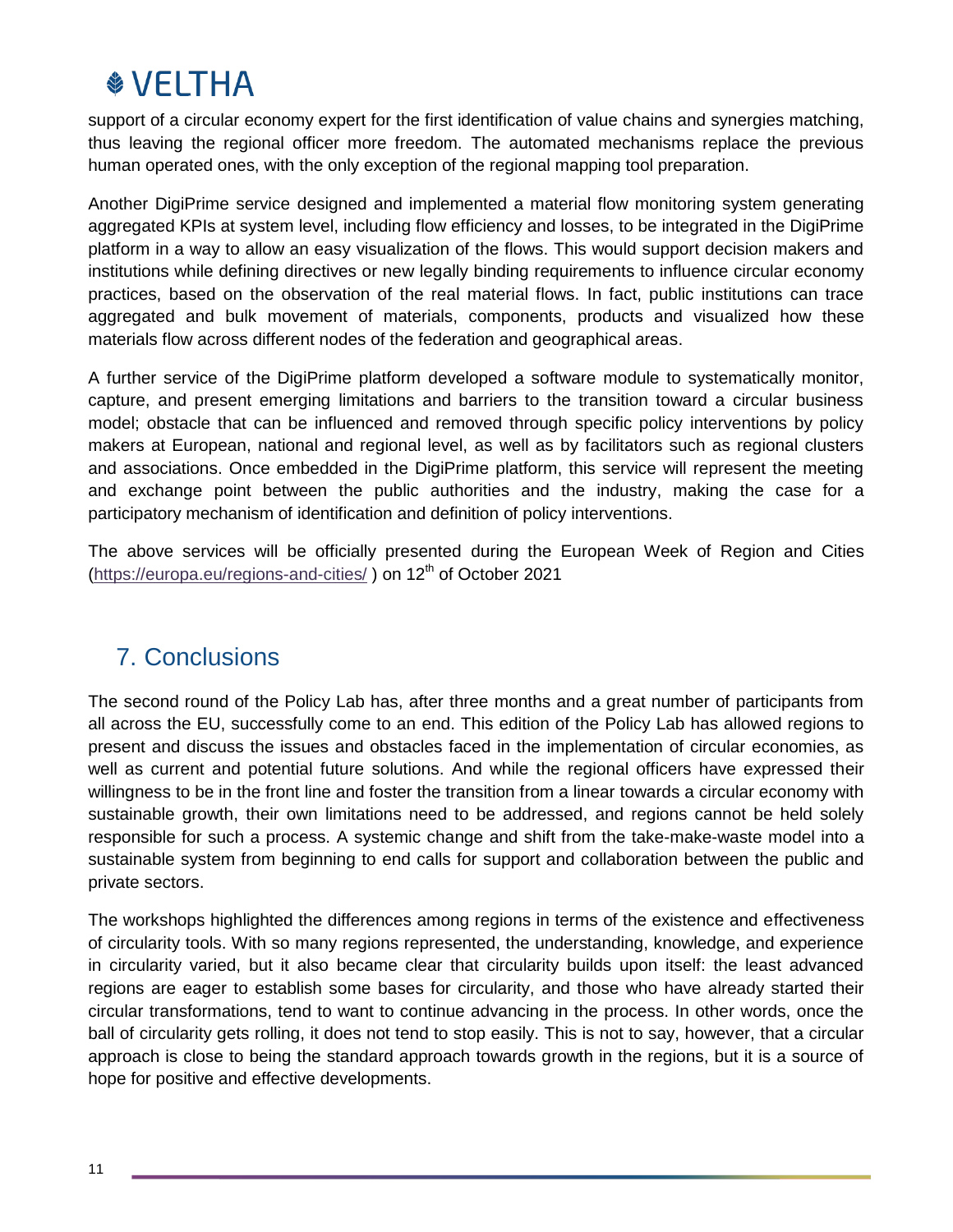support of a circular economy expert for the first identification of value chains and synergies matching, thus leaving the regional officer more freedom. The automated mechanisms replace the previous human operated ones, with the only exception of the regional mapping tool preparation.

Another DigiPrime service designed and implemented a material flow monitoring system generating aggregated KPIs at system level, including flow efficiency and losses, to be integrated in the DigiPrime platform in a way to allow an easy visualization of the flows. This would support decision makers and institutions while defining directives or new legally binding requirements to influence circular economy practices, based on the observation of the real material flows. In fact, public institutions can trace aggregated and bulk movement of materials, components, products and visualized how these materials flow across different nodes of the federation and geographical areas.

A further service of the DigiPrime platform developed a software module to systematically monitor, capture, and present emerging limitations and barriers to the transition toward a circular business model; obstacle that can be influenced and removed through specific policy interventions by policy makers at European, national and regional level, as well as by facilitators such as regional clusters and associations. Once embedded in the DigiPrime platform, this service will represent the meeting and exchange point between the public authorities and the industry, making the case for a participatory mechanism of identification and definition of policy interventions.

The above services will be officially presented during the European Week of Region and Cities (https://europa.eu/regions-and-cities/ ) on 12th of October 2021

## 7. Conclusions

The second round of the Policy Lab has, after three months and a great number of participants from all across the EU, successfully come to an end. This edition of the Policy Lab has allowed regions to present and discuss the issues and obstacles faced in the implementation of circular economies, as well as current and potential future solutions. And while the regional officers have expressed their willingness to be in the front line and foster the transition from a linear towards a circular economy with sustainable growth, their own limitations need to be addressed, and regions cannot be held solely responsible for such a process. A systemic change and shift from the take-make-waste model into a sustainable system from beginning to end calls for support and collaboration between the public and private sectors.

The workshops highlighted the differences among regions in terms of the existence and effectiveness of circularity tools. With so many regions represented, the understanding, knowledge, and experience in circularity varied, but it also became clear that circularity builds upon itself: the least advanced regions are eager to establish some bases for circularity, and those who have already started their circular transformations, tend to want to continue advancing in the process. In other words, once the ball of circularity gets rolling, it does not tend to stop easily. This is not to say, however, that a circular approach is close to being the standard approach towards growth in the regions, but it is a source of hope for positive and effective developments.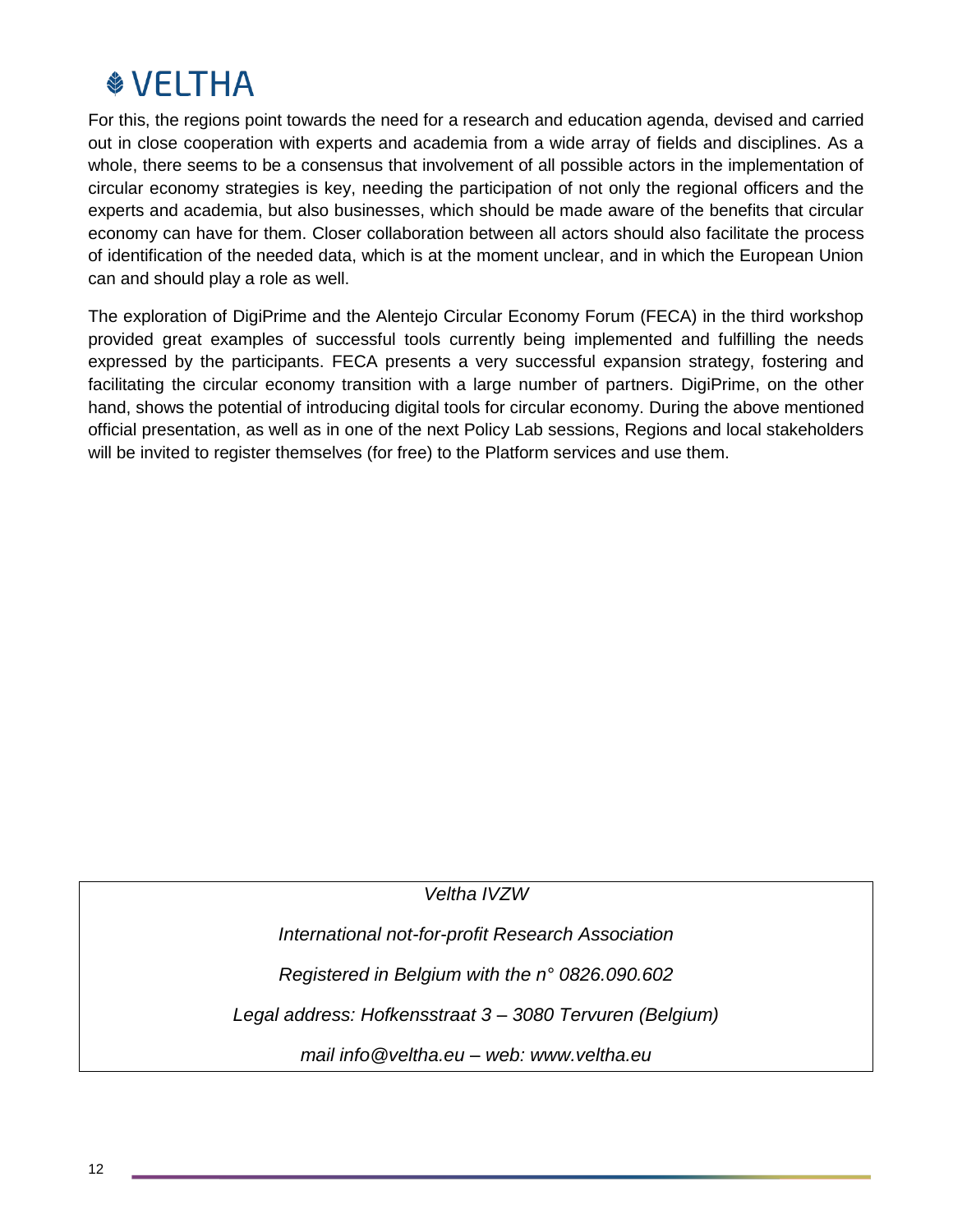For this, the regions point towards the need for a research and education agenda, devised and carried out in close cooperation with experts and academia from a wide array of fields and disciplines. As a whole, there seems to be a consensus that involvement of all possible actors in the implementation of circular economy strategies is key, needing the participation of not only the regional officers and the experts and academia, but also businesses, which should be made aware of the benefits that circular economy can have for them. Closer collaboration between all actors should also facilitate the process of identification of the needed data, which is at the moment unclear, and in which the European Union can and should play a role as well.

The exploration of DigiPrime and the Alentejo Circular Economy Forum (FECA) in the third workshop provided great examples of successful tools currently being implemented and fulfilling the needs expressed by the participants. FECA presents a very successful expansion strategy, fostering and facilitating the circular economy transition with a large number of partners. DigiPrime, on the other hand, shows the potential of introducing digital tools for circular economy. During the above mentioned official presentation, as well as in one of the next Policy Lab sessions, Regions and local stakeholders will be invited to register themselves (for free) to the Platform services and use them.

*Veltha IVZW*

*International not-for-profit Research Association*

*Registered in Belgium with the n° 0826.090.602*

*Legal address: Hofkensstraat 3 – 3080 Tervuren (Belgium)*

*mail info@veltha.eu – web: www.veltha.eu*